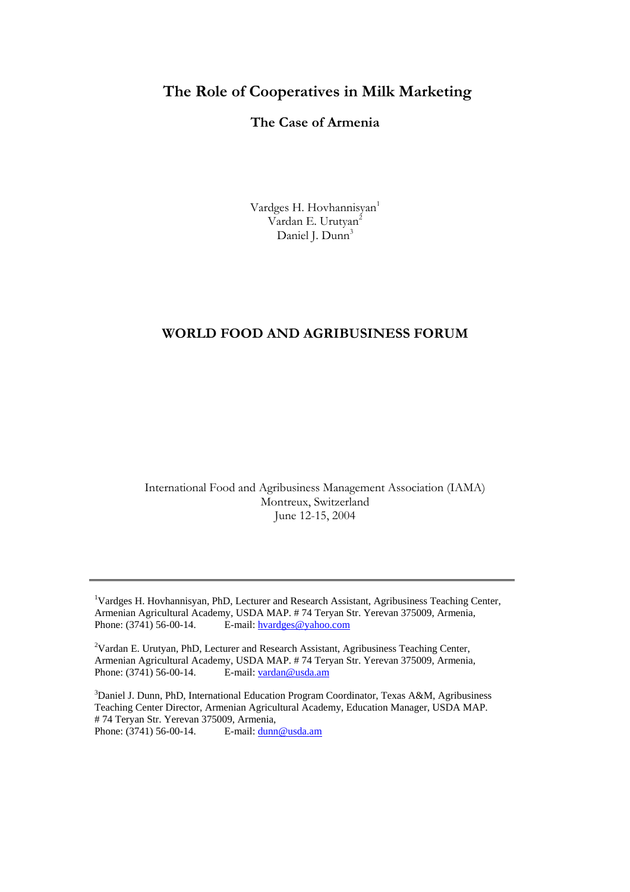# The Role of Cooperatives in Milk Marketing

## The Case of Armenia

Vardges H. Hovhannisyan[1]
Vardan E. Urutyan[2]
Daniel J. Dunn[3]

**WORLD FOOD AND AGRIBUSINESS FORUM**

International Food and Agribusiness Management Association (IAMA)
Montreux, Switzerland
June 12-15, 2004

---

[1]Vardges H. Hovhannisyan, PhD, Lecturer and Research Assistant, Agribusiness Teaching Center, Armenian Agricultural Academy, USDA MAP. # 74 Teryan Str. Yerevan 375009, Armenia, Phone: (3741) 56-00-14. E-mail: hvardges@yahoo.com

[2]Vardan E. Urutyan, PhD, Lecturer and Research Assistant, Agribusiness Teaching Center, Armenian Agricultural Academy, USDA MAP. # 74 Teryan Str. Yerevan 375009, Armenia, Phone: (3741) 56-00-14. E-mail: vardan@usda.am

[3]Daniel J. Dunn, PhD, International Education Program Coordinator, Texas A&M, Agribusiness Teaching Center Director, Armenian Agricultural Academy, Education Manager, USDA MAP. # 74 Teryan Str. Yerevan 375009, Armenia, Phone: (3741) 56-00-14. E-mail: dunn@usda.am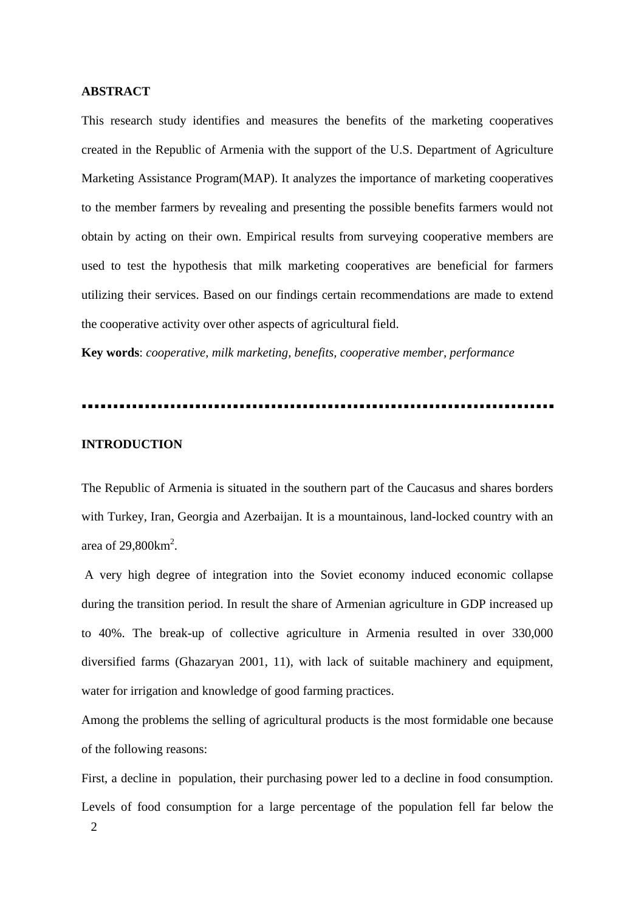**ABSTRACT**

This research study identifies and measures the benefits of the marketing cooperatives created in the Republic of Armenia with the support of the U.S. Department of Agriculture Marketing Assistance Program(MAP). It analyzes the importance of marketing cooperatives to the member farmers by revealing and presenting the possible benefits farmers would not obtain by acting on their own. Empirical results from surveying cooperative members are used to test the hypothesis that milk marketing cooperatives are beneficial for farmers utilizing their services. Based on our findings certain recommendations are made to extend the cooperative activity over other aspects of agricultural field.

**Key words**: *cooperative, milk marketing, benefits, cooperative member, performance*

---

**INTRODUCTION**

The Republic of Armenia is situated in the southern part of the Caucasus and shares borders with Turkey, Iran, Georgia and Azerbaijan. It is a mountainous, land-locked country with an area of 29,800km$^2$.

A very high degree of integration into the Soviet economy induced economic collapse during the transition period. In result the share of Armenian agriculture in GDP increased up to 40%. The break-up of collective agriculture in Armenia resulted in over 330,000 diversified farms (Ghazaryan 2001, 11), with lack of suitable machinery and equipment, water for irrigation and knowledge of good farming practices.

Among the problems the selling of agricultural products is the most formidable one because of the following reasons:

First, a decline in population, their purchasing power led to a decline in food consumption. Levels of food consumption for a large percentage of the population fell far below the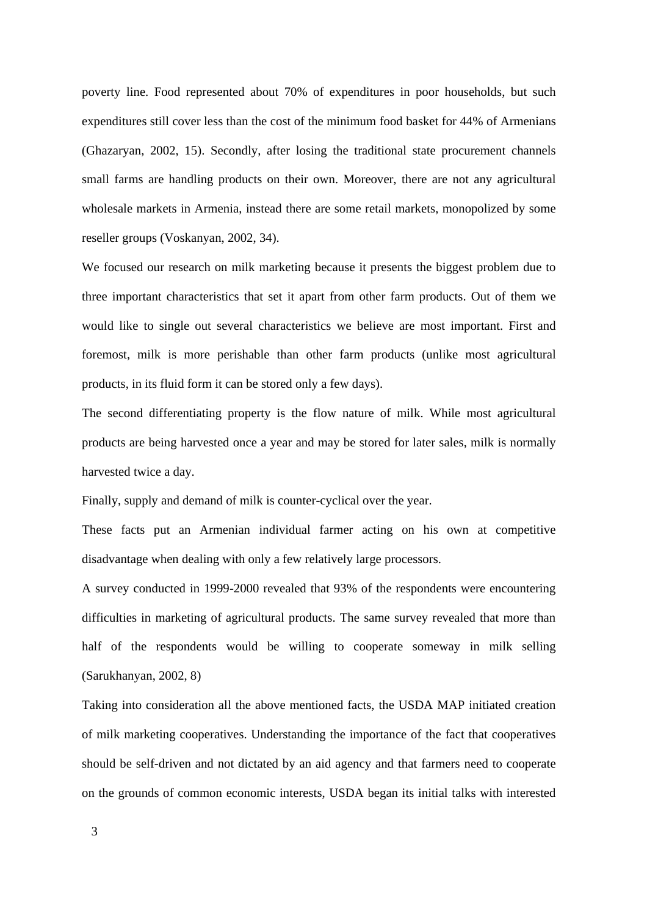poverty line. Food represented about 70% of expenditures in poor households, but such expenditures still cover less than the cost of the minimum food basket for 44% of Armenians (Ghazaryan, 2002, 15). Secondly, after losing the traditional state procurement channels small farms are handling products on their own. Moreover, there are not any agricultural wholesale markets in Armenia, instead there are some retail markets, monopolized by some reseller groups (Voskanyan, 2002, 34).

We focused our research on milk marketing because it presents the biggest problem due to three important characteristics that set it apart from other farm products. Out of them we would like to single out several characteristics we believe are most important. First and foremost, milk is more perishable than other farm products (unlike most agricultural products, in its fluid form it can be stored only a few days).

The second differentiating property is the flow nature of milk. While most agricultural products are being harvested once a year and may be stored for later sales, milk is normally harvested twice a day.

Finally, supply and demand of milk is counter-cyclical over the year.

These facts put an Armenian individual farmer acting on his own at competitive disadvantage when dealing with only a few relatively large processors.

A survey conducted in 1999-2000 revealed that 93% of the respondents were encountering difficulties in marketing of agricultural products. The same survey revealed that more than half of the respondents would be willing to cooperate someway in milk selling (Sarukhanyan, 2002, 8)

Taking into consideration all the above mentioned facts, the USDA MAP initiated creation of milk marketing cooperatives. Understanding the importance of the fact that cooperatives should be self-driven and not dictated by an aid agency and that farmers need to cooperate on the grounds of common economic interests, USDA began its initial talks with interested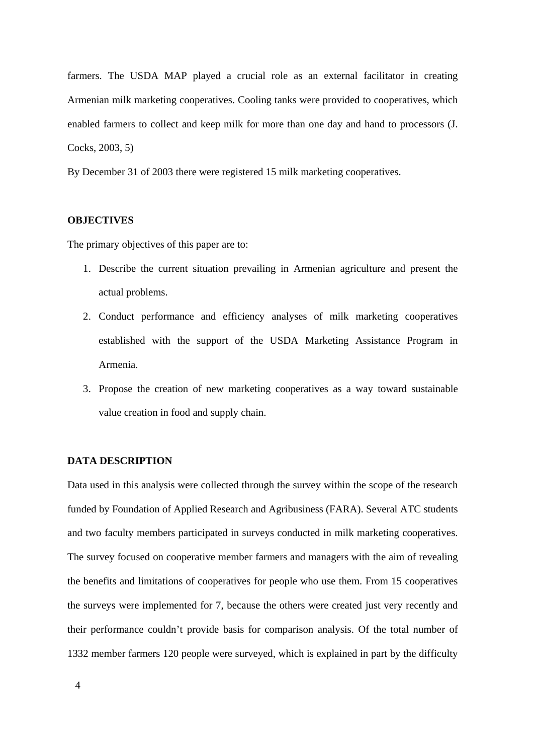farmers. The USDA MAP played a crucial role as an external facilitator in creating Armenian milk marketing cooperatives. Cooling tanks were provided to cooperatives, which enabled farmers to collect and keep milk for more than one day and hand to processors (J. Cocks, 2003, 5)

By December 31 of 2003 there were registered 15 milk marketing cooperatives.

## OBJECTIVES

The primary objectives of this paper are to:

1. Describe the current situation prevailing in Armenian agriculture and present the actual problems.
2. Conduct performance and efficiency analyses of milk marketing cooperatives established with the support of the USDA Marketing Assistance Program in Armenia.
3. Propose the creation of new marketing cooperatives as a way toward sustainable value creation in food and supply chain.

## DATA DESCRIPTION

Data used in this analysis were collected through the survey within the scope of the research funded by Foundation of Applied Research and Agribusiness (FARA). Several ATC students and two faculty members participated in surveys conducted in milk marketing cooperatives. The survey focused on cooperative member farmers and managers with the aim of revealing the benefits and limitations of cooperatives for people who use them. From 15 cooperatives the surveys were implemented for 7, because the others were created just very recently and their performance couldn't provide basis for comparison analysis. Of the total number of 1332 member farmers 120 people were surveyed, which is explained in part by the difficulty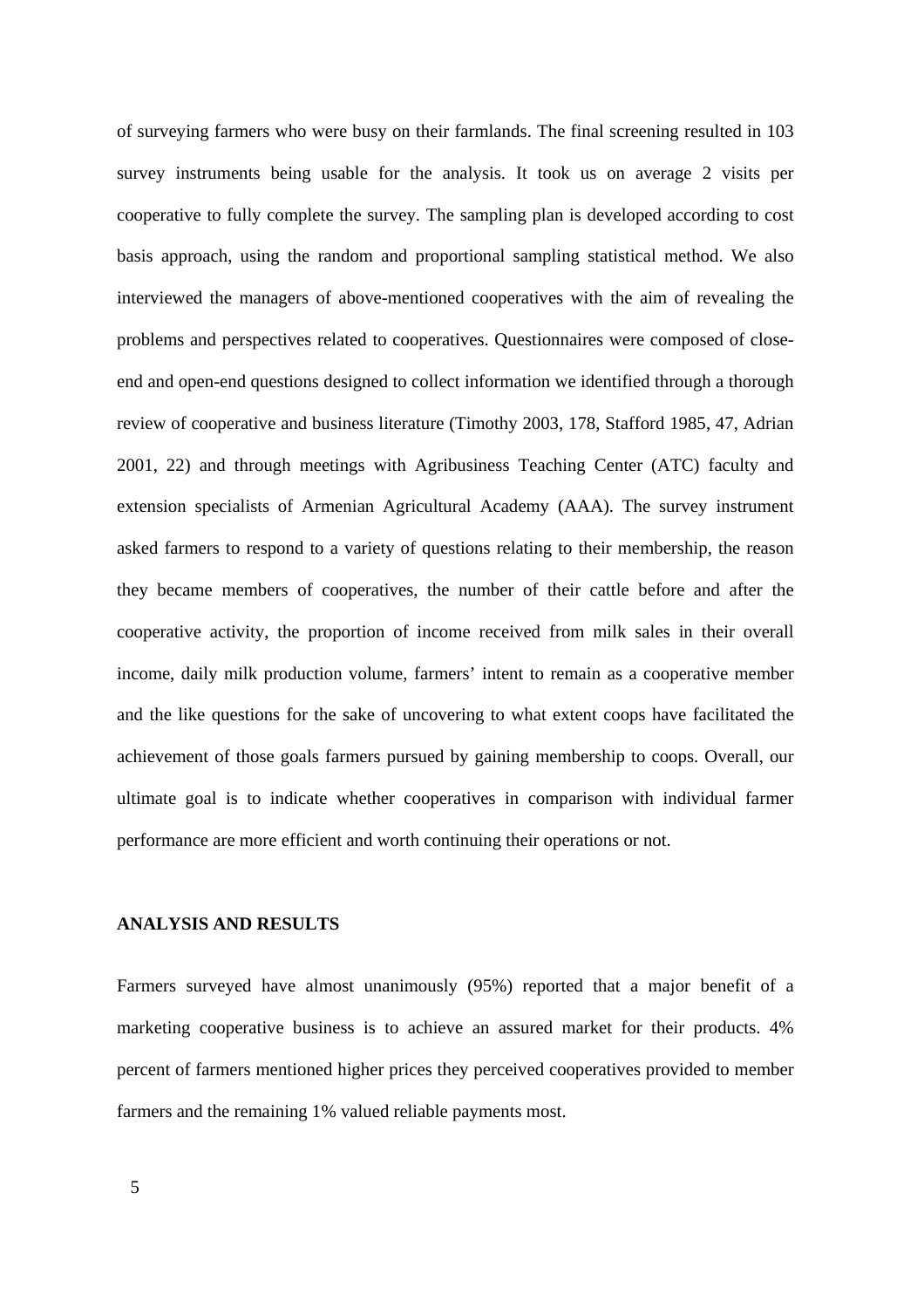of surveying farmers who were busy on their farmlands. The final screening resulted in 103 survey instruments being usable for the analysis. It took us on average 2 visits per cooperative to fully complete the survey. The sampling plan is developed according to cost basis approach, using the random and proportional sampling statistical method. We also interviewed the managers of above-mentioned cooperatives with the aim of revealing the problems and perspectives related to cooperatives. Questionnaires were composed of close-end and open-end questions designed to collect information we identified through a thorough review of cooperative and business literature (Timothy 2003, 178, Stafford 1985, 47, Adrian 2001, 22) and through meetings with Agribusiness Teaching Center (ATC) faculty and extension specialists of Armenian Agricultural Academy (AAA). The survey instrument asked farmers to respond to a variety of questions relating to their membership, the reason they became members of cooperatives, the number of their cattle before and after the cooperative activity, the proportion of income received from milk sales in their overall income, daily milk production volume, farmers' intent to remain as a cooperative member and the like questions for the sake of uncovering to what extent coops have facilitated the achievement of those goals farmers pursued by gaining membership to coops. Overall, our ultimate goal is to indicate whether cooperatives in comparison with individual farmer performance are more efficient and worth continuing their operations or not.

## ANALYSIS AND RESULTS

Farmers surveyed have almost unanimously (95%) reported that a major benefit of a marketing cooperative business is to achieve an assured market for their products. 4% percent of farmers mentioned higher prices they perceived cooperatives provided to member farmers and the remaining 1% valued reliable payments most.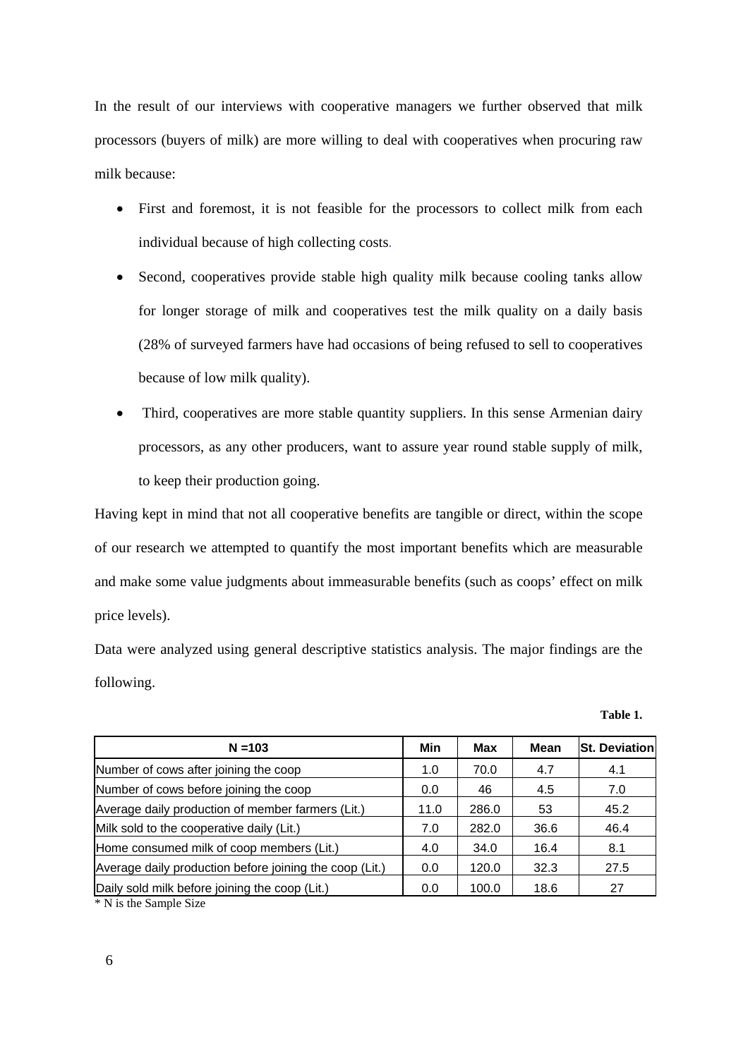In the result of our interviews with cooperative managers we further observed that milk processors (buyers of milk) are more willing to deal with cooperatives when procuring raw milk because:

- First and foremost, it is not feasible for the processors to collect milk from each individual because of high collecting costs.
- Second, cooperatives provide stable high quality milk because cooling tanks allow for longer storage of milk and cooperatives test the milk quality on a daily basis (28% of surveyed farmers have had occasions of being refused to sell to cooperatives because of low milk quality).
- Third, cooperatives are more stable quantity suppliers. In this sense Armenian dairy processors, as any other producers, want to assure year round stable supply of milk, to keep their production going.

Having kept in mind that not all cooperative benefits are tangible or direct, within the scope of our research we attempted to quantify the most important benefits which are measurable and make some value judgments about immeasurable benefits (such as coops' effect on milk price levels).

Data were analyzed using general descriptive statistics analysis. The major findings are the following.

**Table 1.**

| N =103 | Min | Max | Mean | St. Deviation |
|---|---|---|---|---|
| Number of cows after joining the coop | 1.0 | 70.0 | 4.7 | 4.1 |
| Number of cows before joining the coop | 0.0 | 46 | 4.5 | 7.0 |
| Average daily production of member farmers (Lit.) | 11.0 | 286.0 | 53 | 45.2 |
| Milk sold to the cooperative daily (Lit.) | 7.0 | 282.0 | 36.6 | 46.4 |
| Home consumed milk of coop members (Lit.) | 4.0 | 34.0 | 16.4 | 8.1 |
| Average daily production before joining the coop (Lit.) | 0.0 | 120.0 | 32.3 | 27.5 |
| Daily sold milk before joining the coop (Lit.) | 0.0 | 100.0 | 18.6 | 27 |

\* N is the Sample Size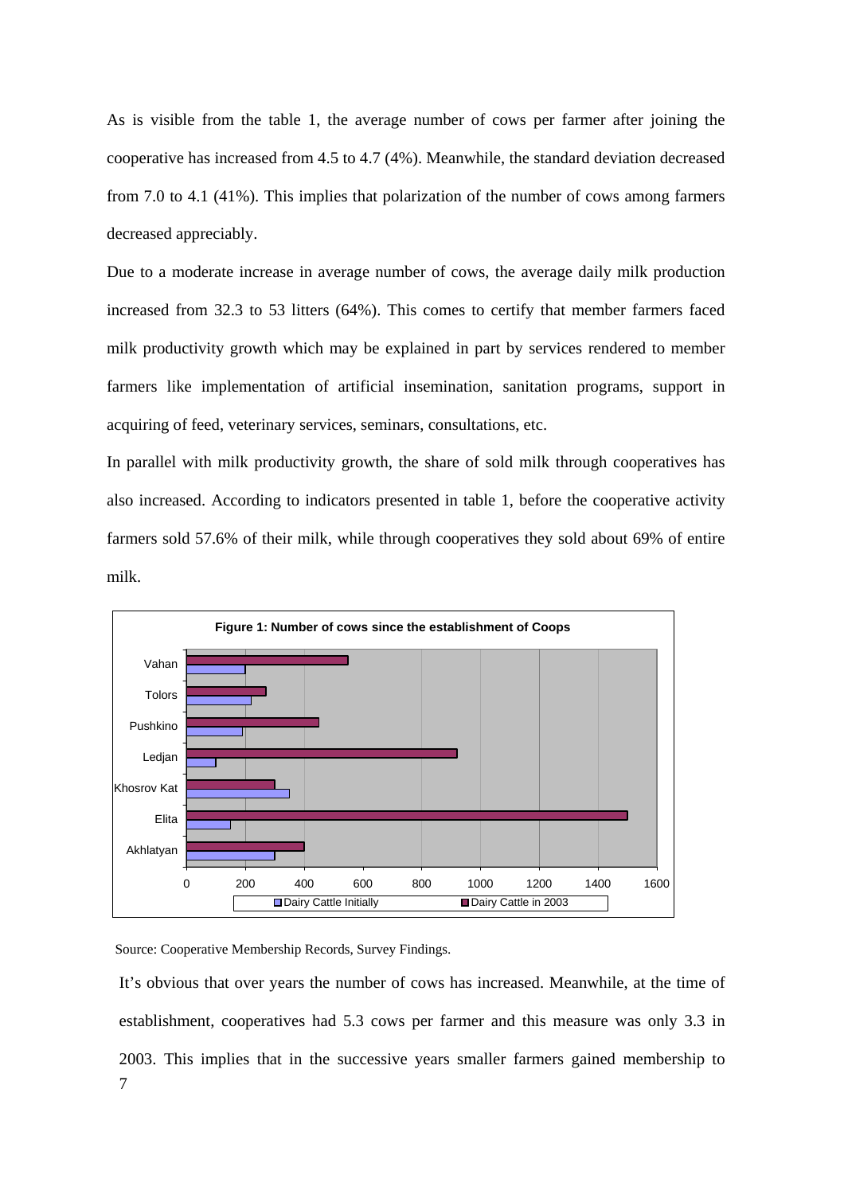As is visible from the table 1, the average number of cows per farmer after joining the cooperative has increased from 4.5 to 4.7 (4%). Meanwhile, the standard deviation decreased from 7.0 to 4.1 (41%). This implies that polarization of the number of cows among farmers decreased appreciably.

Due to a moderate increase in average number of cows, the average daily milk production increased from 32.3 to 53 litters (64%). This comes to certify that member farmers faced milk productivity growth which may be explained in part by services rendered to member farmers like implementation of artificial insemination, sanitation programs, support in acquiring of feed, veterinary services, seminars, consultations, etc.

In parallel with milk productivity growth, the share of sold milk through cooperatives has also increased. According to indicators presented in table 1, before the cooperative activity farmers sold 57.6% of their milk, while through cooperatives they sold about 69% of entire milk.

**Figure 1: Number of cows since the establishment of Coops**

Vahan
Tolors
Pushkino
Ledjan
Khosrov Kat
Elita
Akhlatyan

0 200 400 600 800 1000 1200 1400 1600

Dairy Cattle Initially
Dairy Cattle in 2003

Source: Cooperative Membership Records, Survey Findings.

It's obvious that over years the number of cows has increased. Meanwhile, at the time of establishment, cooperatives had 5.3 cows per farmer and this measure was only 3.3 in 2003. This implies that in the successive years smaller farmers gained membership to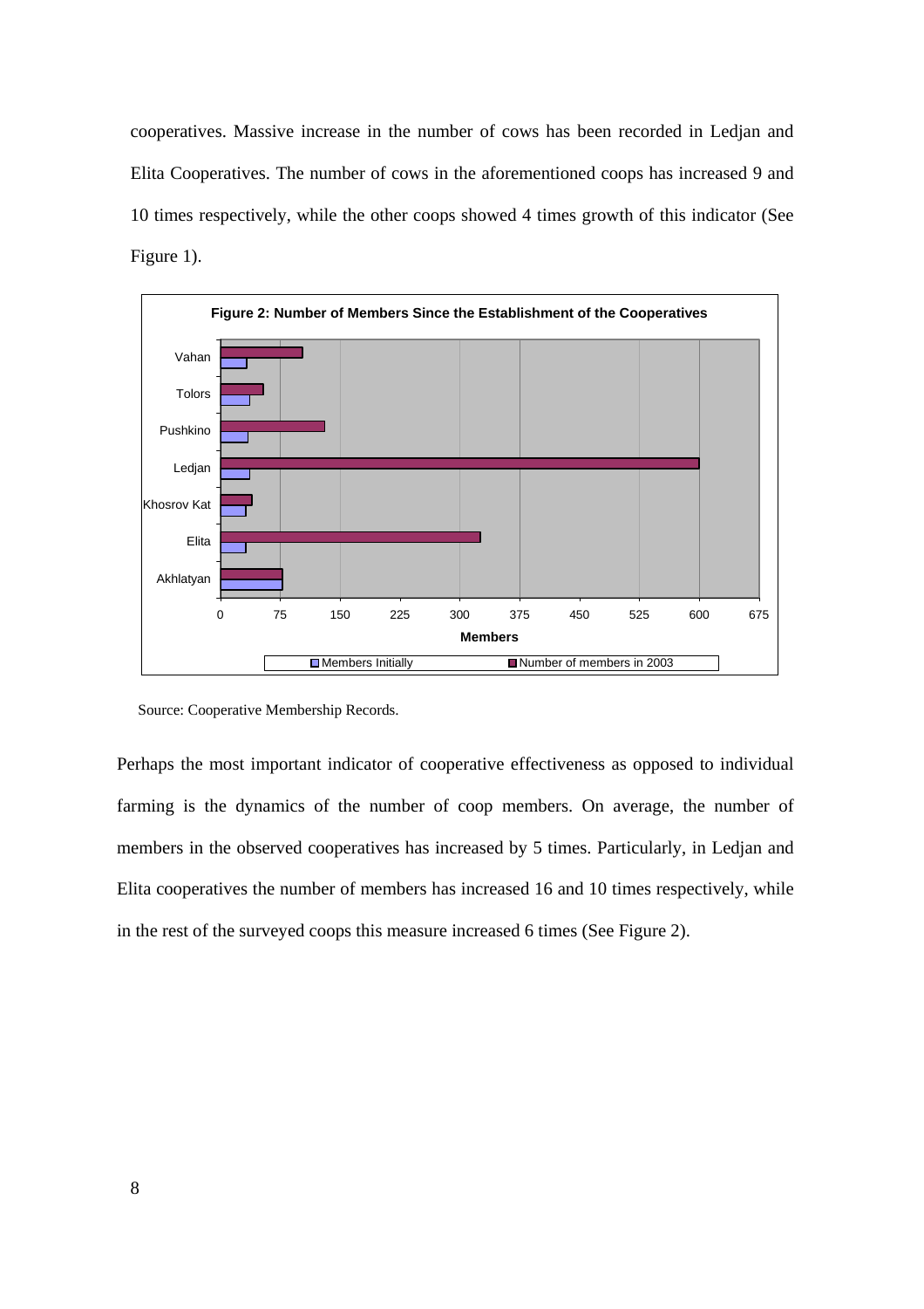cooperatives. Massive increase in the number of cows has been recorded in Ledjan and Elita Cooperatives. The number of cows in the aforementioned coops has increased 9 and 10 times respectively, while the other coops showed 4 times growth of this indicator (See Figure 1).

**Figure 2: Number of Members Since the Establishment of the Cooperatives**

Vahan
Tolors
Pushkino
Ledjan
Khosrov Kat
Elita
Akhlatyan

0 75 150 225 300 375 450 525 600 675

Members

Members Initially
Number of members in 2003

Source: Cooperative Membership Records.

Perhaps the most important indicator of cooperative effectiveness as opposed to individual farming is the dynamics of the number of coop members. On average, the number of members in the observed cooperatives has increased by 5 times. Particularly, in Ledjan and Elita cooperatives the number of members has increased 16 and 10 times respectively, while in the rest of the surveyed coops this measure increased 6 times (See Figure 2).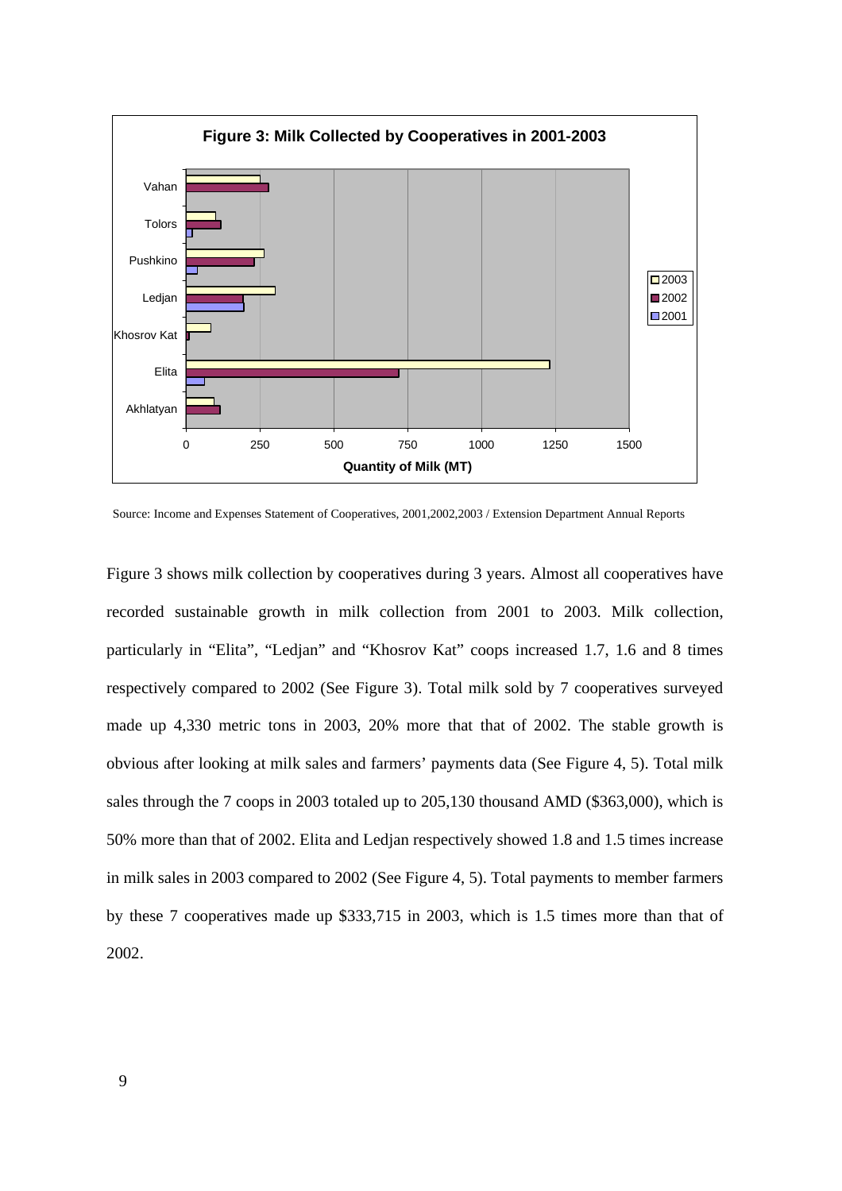**Figure 3: Milk Collected by Cooperatives in 2001-2003**

Vahan
Tolors
Pushkino
Ledjan
Khosrov Kat
Elita
Akhlatyan

0 250 500 750 1000 1250 1500

Quantity of Milk (MT)

2003
2002
2001

Source: Income and Expenses Statement of Cooperatives, 2001,2002,2003 / Extension Department Annual Reports

Figure 3 shows milk collection by cooperatives during 3 years. Almost all cooperatives have recorded sustainable growth in milk collection from 2001 to 2003. Milk collection, particularly in “Elita”, “Ledjan” and “Khosrov Kat” coops increased 1.7, 1.6 and 8 times respectively compared to 2002 (See Figure 3). Total milk sold by 7 cooperatives surveyed made up 4,330 metric tons in 2003, 20% more that that of 2002. The stable growth is obvious after looking at milk sales and farmers’ payments data (See Figure 4, 5). Total milk sales through the 7 coops in 2003 totaled up to 205,130 thousand AMD ($363,000), which is 50% more than that of 2002. Elita and Ledjan respectively showed 1.8 and 1.5 times increase in milk sales in 2003 compared to 2002 (See Figure 4, 5). Total payments to member farmers by these 7 cooperatives made up $333,715 in 2003, which is 1.5 times more than that of 2002.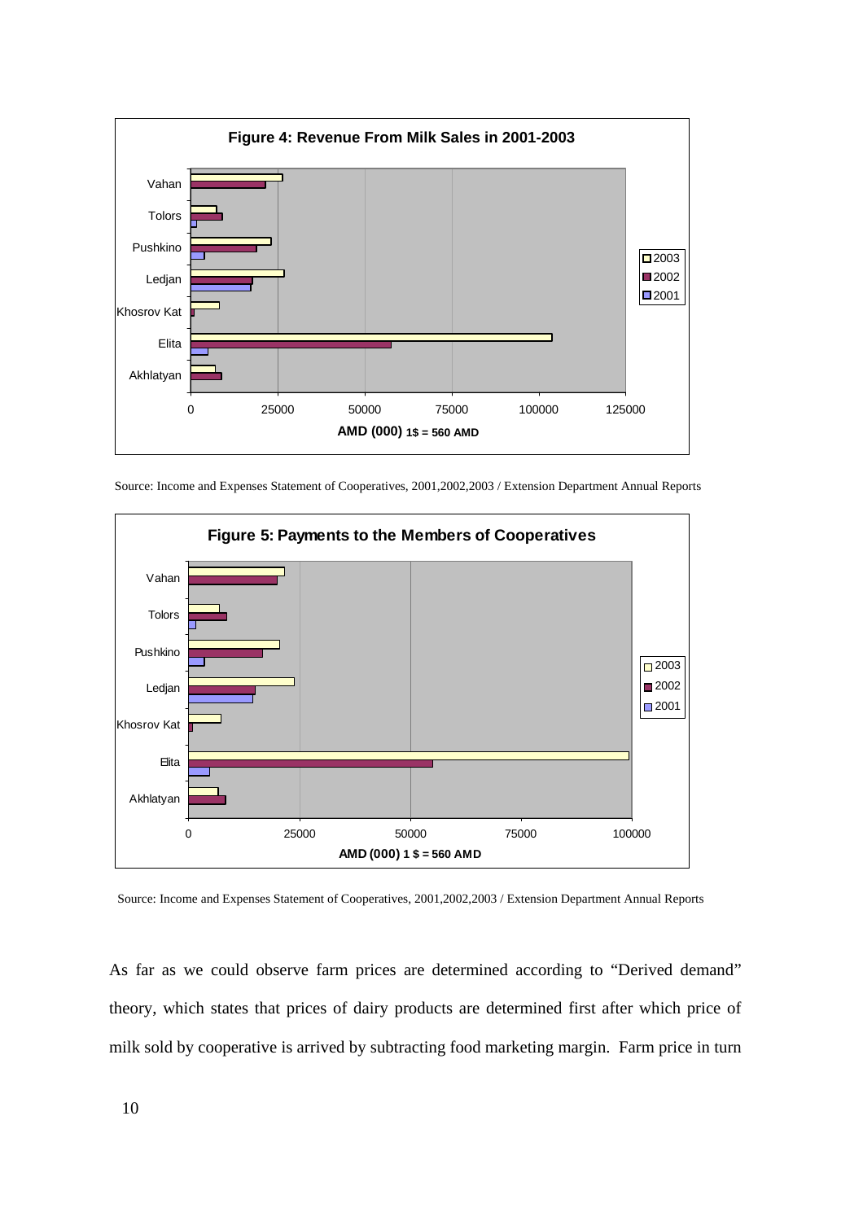**Figure 4: Revenue From Milk Sales in 2001-2003**

Vahan
Tolors
Pushkino
Ledjan
Khosrov Kat
Elita
Akhlatyan

0 25000 50000 75000 100000 125000

AMD (000) 1$ = 560 AMD

2003
2002
2001

Source: Income and Expenses Statement of Cooperatives, 2001,2002,2003 / Extension Department Annual Reports

**Figure 5: Payments to the Members of Cooperatives**

Vahan
Tolors
Pushkino
Ledjan
Khosrov Kat
Elita
Akhlatyan

0 25000 50000 75000 100000

AMD (000) 1 $ = 560 AMD

2003
2002
2001

Source: Income and Expenses Statement of Cooperatives, 2001,2002,2003 / Extension Department Annual Reports

As far as we could observe farm prices are determined according to "Derived demand" theory, which states that prices of dairy products are determined first after which price of milk sold by cooperative is arrived by subtracting food marketing margin. Farm price in turn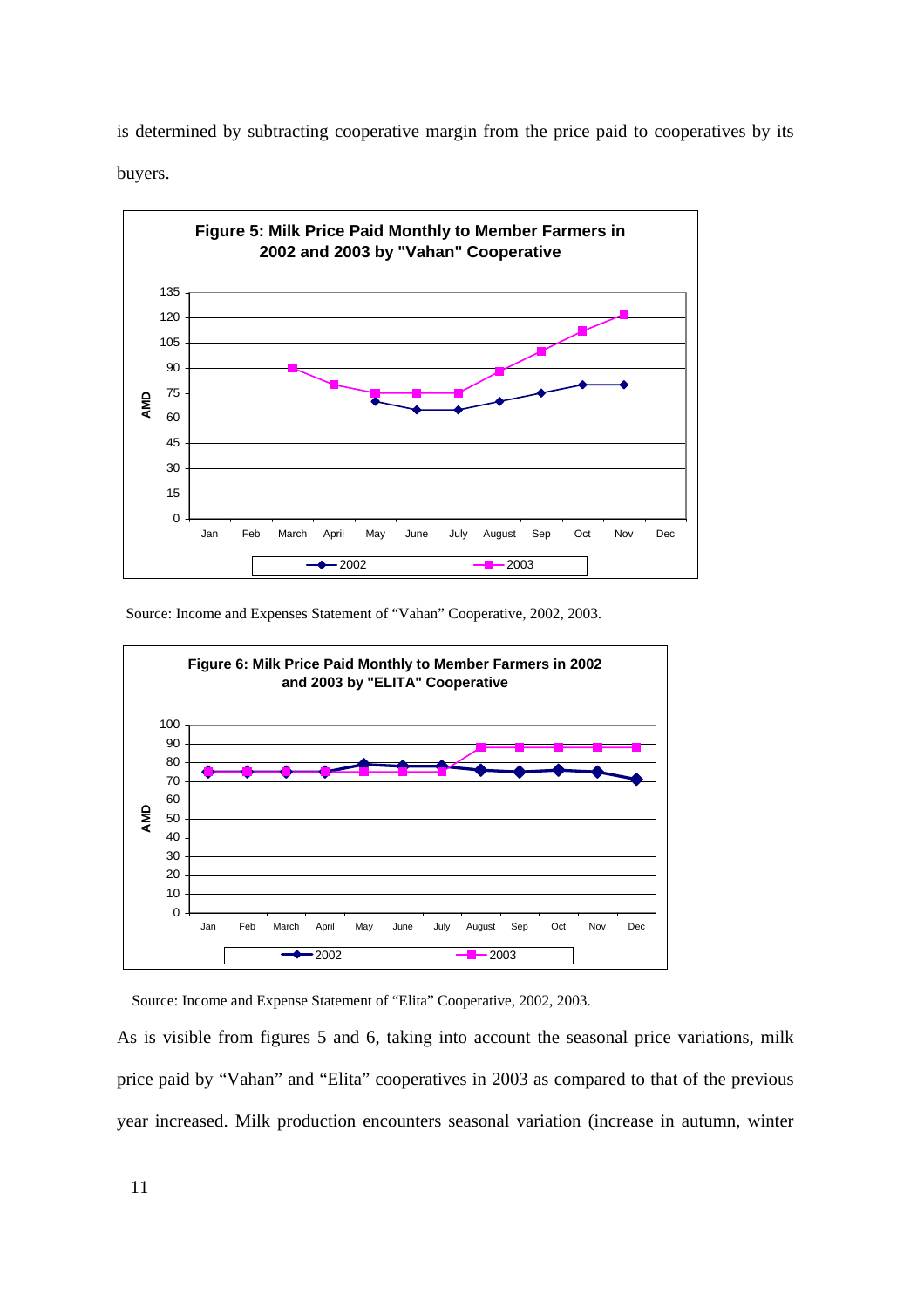is determined by subtracting cooperative margin from the price paid to cooperatives by its buyers.

**Figure 5: Milk Price Paid Monthly to Member Farmers in 2002 and 2003 by "Vahan" Cooperative**

AMD

135
120
105
90
75
60
45
30
15
0

Jan Feb March April May June July August Sep Oct Nov Dec

2002 2003

Source: Income and Expenses Statement of "Vahan" Cooperative, 2002, 2003.

**Figure 6: Milk Price Paid Monthly to Member Farmers in 2002 and 2003 by "ELITA" Cooperative**

AMD

100
90
80
70
60
50
40
30
20
10
0

Jan Feb March April May June July August Sep Oct Nov Dec

2002 2003

Source: Income and Expense Statement of "Elita" Cooperative, 2002, 2003.

As is visible from figures 5 and 6, taking into account the seasonal price variations, milk price paid by "Vahan" and "Elita" cooperatives in 2003 as compared to that of the previous year increased. Milk production encounters seasonal variation (increase in autumn, winter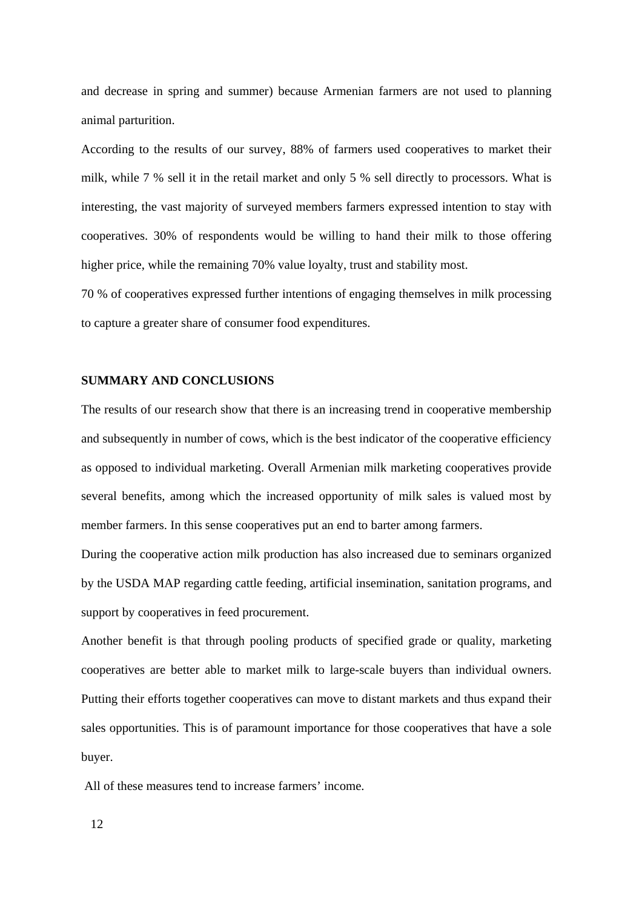and decrease in spring and summer) because Armenian farmers are not used to planning animal parturition.

According to the results of our survey, 88% of farmers used cooperatives to market their milk, while 7 % sell it in the retail market and only 5 % sell directly to processors. What is interesting, the vast majority of surveyed members farmers expressed intention to stay with cooperatives. 30% of respondents would be willing to hand their milk to those offering higher price, while the remaining 70% value loyalty, trust and stability most.

70 % of cooperatives expressed further intentions of engaging themselves in milk processing to capture a greater share of consumer food expenditures.

## SUMMARY AND CONCLUSIONS

The results of our research show that there is an increasing trend in cooperative membership and subsequently in number of cows, which is the best indicator of the cooperative efficiency as opposed to individual marketing. Overall Armenian milk marketing cooperatives provide several benefits, among which the increased opportunity of milk sales is valued most by member farmers. In this sense cooperatives put an end to barter among farmers.

During the cooperative action milk production has also increased due to seminars organized by the USDA MAP regarding cattle feeding, artificial insemination, sanitation programs, and support by cooperatives in feed procurement.

Another benefit is that through pooling products of specified grade or quality, marketing cooperatives are better able to market milk to large-scale buyers than individual owners. Putting their efforts together cooperatives can move to distant markets and thus expand their sales opportunities. This is of paramount importance for those cooperatives that have a sole buyer.

All of these measures tend to increase farmers' income.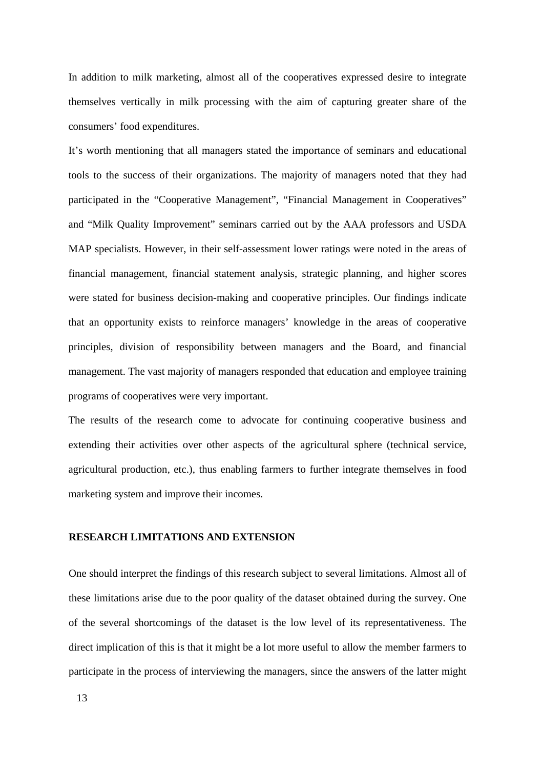In addition to milk marketing, almost all of the cooperatives expressed desire to integrate themselves vertically in milk processing with the aim of capturing greater share of the consumers' food expenditures.

It's worth mentioning that all managers stated the importance of seminars and educational tools to the success of their organizations. The majority of managers noted that they had participated in the "Cooperative Management", "Financial Management in Cooperatives" and "Milk Quality Improvement" seminars carried out by the AAA professors and USDA MAP specialists. However, in their self-assessment lower ratings were noted in the areas of financial management, financial statement analysis, strategic planning, and higher scores were stated for business decision-making and cooperative principles. Our findings indicate that an opportunity exists to reinforce managers' knowledge in the areas of cooperative principles, division of responsibility between managers and the Board, and financial management. The vast majority of managers responded that education and employee training programs of cooperatives were very important.

The results of the research come to advocate for continuing cooperative business and extending their activities over other aspects of the agricultural sphere (technical service, agricultural production, etc.), thus enabling farmers to further integrate themselves in food marketing system and improve their incomes.

## RESEARCH LIMITATIONS AND EXTENSION

One should interpret the findings of this research subject to several limitations. Almost all of these limitations arise due to the poor quality of the dataset obtained during the survey. One of the several shortcomings of the dataset is the low level of its representativeness. The direct implication of this is that it might be a lot more useful to allow the member farmers to participate in the process of interviewing the managers, since the answers of the latter might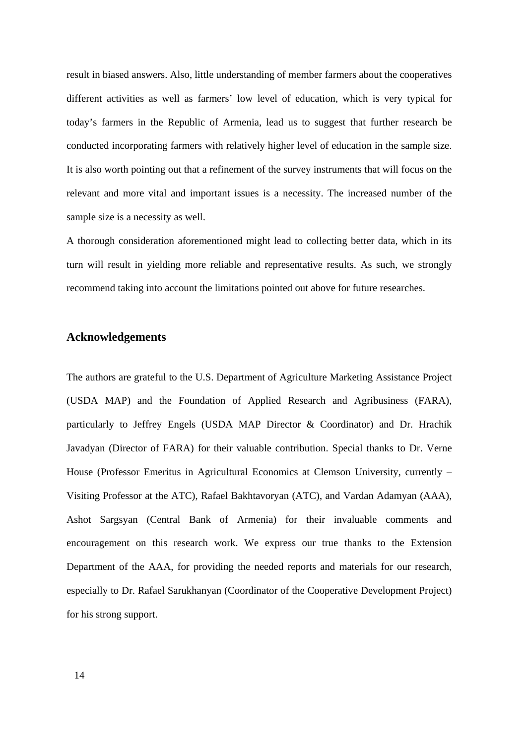result in biased answers. Also, little understanding of member farmers about the cooperatives different activities as well as farmers' low level of education, which is very typical for today's farmers in the Republic of Armenia, lead us to suggest that further research be conducted incorporating farmers with relatively higher level of education in the sample size. It is also worth pointing out that a refinement of the survey instruments that will focus on the relevant and more vital and important issues is a necessity. The increased number of the sample size is a necessity as well.

A thorough consideration aforementioned might lead to collecting better data, which in its turn will result in yielding more reliable and representative results. As such, we strongly recommend taking into account the limitations pointed out above for future researches.

## Acknowledgements

The authors are grateful to the U.S. Department of Agriculture Marketing Assistance Project (USDA MAP) and the Foundation of Applied Research and Agribusiness (FARA), particularly to Jeffrey Engels (USDA MAP Director & Coordinator) and Dr. Hrachik Javadyan (Director of FARA) for their valuable contribution. Special thanks to Dr. Verne House (Professor Emeritus in Agricultural Economics at Clemson University, currently – Visiting Professor at the ATC), Rafael Bakhtavoryan (ATC), and Vardan Adamyan (AAA), Ashot Sargsyan (Central Bank of Armenia) for their invaluable comments and encouragement on this research work. We express our true thanks to the Extension Department of the AAA, for providing the needed reports and materials for our research, especially to Dr. Rafael Sarukhanyan (Coordinator of the Cooperative Development Project) for his strong support.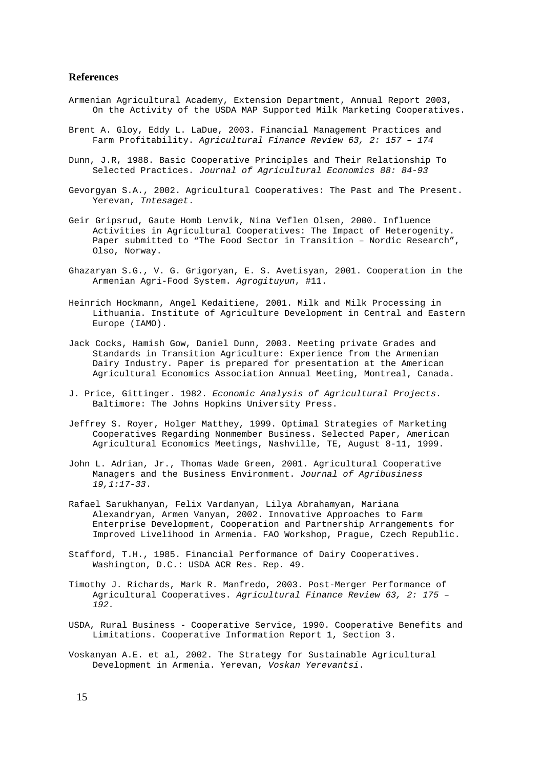## References

Armenian Agricultural Academy, Extension Department, Annual Report 2003, On the Activity of the USDA MAP Supported Milk Marketing Cooperatives.

Brent A. Gloy, Eddy L. LaDue, 2003. Financial Management Practices and Farm Profitability. *Agricultural Finance Review 63, 2: 157 – 174*

Dunn, J.R, 1988. Basic Cooperative Principles and Their Relationship To Selected Practices. *Journal of Agricultural Economics 88: 84-93*

Gevorgyan S.A., 2002. Agricultural Cooperatives: The Past and The Present. Yerevan, *Tntesaget*.

Geir Gripsrud, Gaute Homb Lenvik, Nina Veflen Olsen, 2000. Influence Activities in Agricultural Cooperatives: The Impact of Heterogenity. Paper submitted to "The Food Sector in Transition – Nordic Research", Olso, Norway.

Ghazaryan S.G., V. G. Grigoryan, E. S. Avetisyan, 2001. Cooperation in the Armenian Agri-Food System. *Agrogituyun*, #11.

Heinrich Hockmann, Angel Kedaitiene, 2001. Milk and Milk Processing in Lithuania. Institute of Agriculture Development in Central and Eastern Europe (IAMO).

Jack Cocks, Hamish Gow, Daniel Dunn, 2003. Meeting private Grades and Standards in Transition Agriculture: Experience from the Armenian Dairy Industry. Paper is prepared for presentation at the American Agricultural Economics Association Annual Meeting, Montreal, Canada.

J. Price, Gittinger. 1982. *Economic Analysis of Agricultural Projects.* Baltimore: The Johns Hopkins University Press.

Jeffrey S. Royer, Holger Matthey, 1999. Optimal Strategies of Marketing Cooperatives Regarding Nonmember Business. Selected Paper, American Agricultural Economics Meetings, Nashville, TE, August 8-11, 1999.

John L. Adrian, Jr., Thomas Wade Green, 2001. Agricultural Cooperative Managers and the Business Environment. *Journal of Agribusiness 19,1:17-33*.

Rafael Sarukhanyan, Felix Vardanyan, Lilya Abrahamyan, Mariana Alexandryan, Armen Vanyan, 2002. Innovative Approaches to Farm Enterprise Development, Cooperation and Partnership Arrangements for Improved Livelihood in Armenia. FAO Workshop, Prague, Czech Republic.

Stafford, T.H., 1985. Financial Performance of Dairy Cooperatives. Washington, D.C.: USDA ACR Res. Rep. 49.

Timothy J. Richards, Mark R. Manfredo, 2003. Post-Merger Performance of Agricultural Cooperatives. *Agricultural Finance Review 63, 2: 175 – 192.*

USDA, Rural Business - Cooperative Service, 1990. Cooperative Benefits and Limitations. Cooperative Information Report 1, Section 3.

Voskanyan A.E. et al, 2002. The Strategy for Sustainable Agricultural Development in Armenia. Yerevan, *Voskan Yerevantsi*.